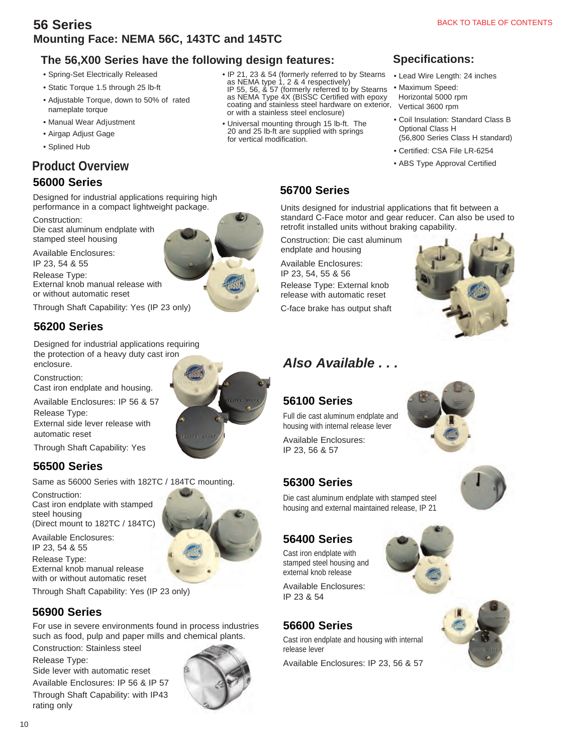# 56 Series

## Mounting Face: NEMA 56C, 143TC and 145TC

BACK TO TABLE OF CONTENTS

### The 56,X00 Series have the following design features:

- Spring-Set Electrically Released
- Static Torque 1.5 through 25 lb-ft
- Adjustable Torque, down to 50% of rated nameplate torque
- Manual Wear Adjustment
- Airgap Adjust Gage
- Splined Hub
- IP 21, 23 & 54 (formerly referred to by Stearns as NEMA type 1, 2 & 4 respectively) IP 55, 56, & 57 (formerly referred to by Stearns as NEMA Type 4X (BISSC Certified with epoxy coating and stainless steel hardware on exterior, or with a stainless steel enclosure)
- Universal mounting through 15 lb-ft. The 20 and 25 lb-ft are supplied with springs for vertical modification.

### Specifications:

- Lead Wire Length: 24 inches
- Maximum Speed: Horizontal 5000 rpm Vertical 3600 rpm
- Coil Insulation: Standard Class B Optional Class H (56,800 Series Class H standard)
- Certified: CSA File LR-6254
- ABS Type Approval Certified

## Product Overview

### 56000 Series

Designed for industrial applications requiring high performance in a compact lightweight package.

Construction:
Die cast aluminum endplate with stamped steel housing

Available Enclosures:
IP 23, 54 & 55

Release Type:
External knob manual release with or without automatic reset

Through Shaft Capability: Yes (IP 23 only)

### 56200 Series

Designed for industrial applications requiring the protection of a heavy duty cast iron enclosure.

Construction:
Cast iron endplate and housing.

Available Enclosures: IP 56 & 57

Release Type:
External side lever release with automatic reset

Through Shaft Capability: Yes

### 56500 Series

Same as 56000 Series with 182TC / 184TC mounting.

Construction:
Cast iron endplate with stamped steel housing
(Direct mount to 182TC / 184TC)

Available Enclosures:
IP 23, 54 & 55

Release Type:
External knob manual release with or without automatic reset

Through Shaft Capability: Yes (IP 23 only)

### 56900 Series

For use in severe environments found in process industries such as food, pulp and paper mills and chemical plants.

Construction: Stainless steel

Release Type:
Side lever with automatic reset

Available Enclosures: IP 56 & IP 57

Through Shaft Capability: with IP43 rating only

### 56700 Series

Units designed for industrial applications that fit between a standard C-Face motor and gear reducer. Can also be used to retrofit installed units without braking capability.

Construction: Die cast aluminum endplate and housing

Available Enclosures:
IP 23, 54, 55 & 56

Release Type: External knob release with automatic reset

C-face brake has output shaft

## *Also Available . . .*

### 56100 Series

Full die cast aluminum endplate and housing with internal release lever

Available Enclosures:
IP 23, 56 & 57

### 56300 Series

Die cast aluminum endplate with stamped steel housing and external maintained release, IP 21

### 56400 Series

Cast iron endplate with stamped steel housing and external knob release

Available Enclosures:
IP 23 & 54

### 56600 Series

Cast iron endplate and housing with internal release lever

Available Enclosures: IP 23, 56 & 57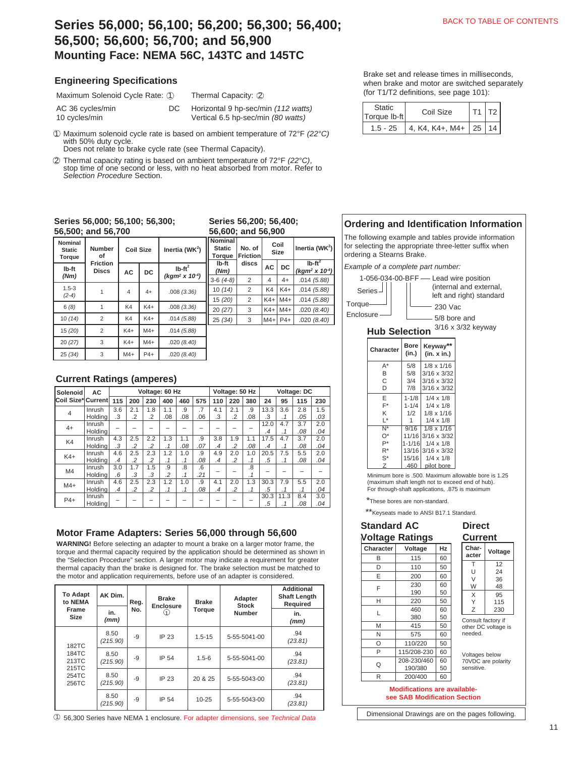# Series 56,000; 56,100; 56,200; 56,300; 56,400; 56,500; 56,600; 56,700; and 56,900

## Mounting Face: NEMA 56C, 143TC and 145TC

BACK TO TABLE OF CONTENTS

### Engineering Specifications

| Maximum Solenoid Cycle Rate: ① | | Thermal Capacity: ② |
|---|---|---|
| AC 36 cycles/min | DC | Horizontal 9 hp-sec/min *(112 watts)* |
| 10 cycles/min | | Vertical 6.5 hp-sec/min *(80 watts)* |

① Maximum solenoid cycle rate is based on ambient temperature of 72°F *(22°C)* with 50% duty cycle.
Does not relate to brake cycle rate (see Thermal Capacity).

② Thermal capacity rating is based on ambient temperature of 72°F *(22°C)*, stop time of one second or less, with no heat absorbed from motor. Refer to *Selection Procedure* Section.

Brake set and release times in milliseconds, when brake and motor are switched separately (for T1/T2 definitions, see page 101):

| Static Torque lb-ft | Coil Size | T1 | T2 |
|---|---|---|---|
| 1.5 - 25 | 4, K4, K4+, M4+ | 25 | 14 |

### Series 56,000; 56,100; 56,300; 56,500; and 56,700

| Nominal Static Torque lb-ft *(Nm)* | Number of Friction Discs | Coil Size AC | Coil Size DC | Inertia ($WK^2$) lb-ft² *(kgm² x 10⁻⁴)* |
|---|---|---|---|---|
| 1.5-3 *(2-4)* | 1 | 4 | 4+ | .008 *(3.36)* |
| 6 *(8)* | 1 | K4 | K4+ | .008 *(3.36)* |
| 10 *(14)* | 2 | K4 | K4+ | .014 *(5.88)* |
| 15 *(20)* | 2 | K4+ | M4+ | .014 *(5.88)* |
| 20 *(27)* | 3 | K4+ | M4+ | .020 *(8.40)* |
| 25 *(34)* | 3 | M4+ | P4+ | .020 *(8.40)* |

### Series 56,200; 56,400; 56,600; and 56,900

| Nominal Static Torque lb-ft *(Nm)* | No. of Friction discs | Coil Size AC | Coil Size DC | Inertia ($WK^2$) lb-ft² *(kgm² x 10⁻⁴)* |
|---|---|---|---|---|
| 3-6 *(4-8)* | 2 | 4 | 4+ | .014 *(5.88)* |
| 10 *(14)* | 2 | K4 | K4+ | .014 *(5.88)* |
| 15 *(20)* | 2 | K4+ | M4+ | .014 *(5.88)* |
| 20 *(27)* | 3 | K4+ | M4+ | .020 *(8.40)* |
| 25 *(34)* | 3 | M4+ | P4+ | .020 *(8.40)* |

### Current Ratings (amperes)

| Solenoid Coil Size* | AC Current | 60 Hz 115 | 60 Hz 200 | 60 Hz 230 | 60 Hz 400 | 60 Hz 460 | 60 Hz 575 | 50 Hz 110 | 50 Hz 220 | 50 Hz 380 | DC 24 | DC 95 | DC 115 | DC 230 |
|---|---|---|---|---|---|---|---|---|---|---|---|---|---|---|
| 4 | Inrush | 3.6 | 2.1 | 1.8 | 1.1 | .9 | .7 | 4.1 | 2.1 | .9 | 13.3 | 3.6 | 2.8 | 1.5 |
| | Holding | .3 | .2 | .2 | .08 | .08 | .06 | .3 | .2 | .08 | .3 | .1 | .05 | .03 |
| 4+ | Inrush | – | – | – | – | – | – | – | – | – | 12.0 | 4.7 | 3.7 | 2.0 |
| | Holding | | | | | | | | | | .4 | .1 | .08 | .04 |
| K4 | Inrush | 4.3 | 2.5 | 2.2 | 1.3 | 1.1 | .9 | 3.8 | 1.9 | 1.1 | 17.5 | 4.7 | 3.7 | 2.0 |
| | Holding | .3 | .2 | .2 | .1 | .08 | .07 | .4 | .2 | .08 | .4 | .1 | .08 | .04 |
| K4+ | Inrush | 4.6 | 2.5 | 2.3 | 1.2 | 1.0 | .9 | 4.9 | 2.0 | 1.0 | 20.5 | 7.5 | 5.5 | 2.0 |
| | Holding | .4 | .2 | .2 | .1 | .1 | .08 | .4 | .2 | .1 | .5 | .1 | .08 | .04 |
| M4 | Inrush | 3.0 | 1.7 | 1.5 | .9 | .8 | .6 | – | – | .8 | – | – | – | – |
| | Holding | .6 | .3 | .3 | .2 | .1 | .21 | | | .1 | | | | |
| M4+ | Inrush | 4.6 | 2.5 | 2.3 | 1.2 | 1.0 | .9 | 4.1 | 2.0 | 1.3 | 30.3 | 7.9 | 5.5 | 2.0 |
| | Holding | .4 | .2 | .2 | .1 | .1 | .08 | .4 | .2 | .1 | .5 | .1 | .1 | .04 |
| P4+ | Inrush | – | – | – | – | – | – | – | – | – | 30.3 | 11.3 | 8.4 | 3.0 |
| | Holding | | | | | | | | | | .5 | .1 | .08 | .04 |

### Motor Frame Adapters: Series 56,000 through 56,600

**WARNING!** Before selecting an adapter to mount a brake on a larger motor frame, the torque and thermal capacity required by the application should be determined as shown in the "Selection Procedure" section. A larger motor may indicate a requirement for greater thermal capacity than the brake is designed for. The brake selection must be matched to the motor and application requirements, before use of an adapter is considered.

| To Adapt to NEMA Frame Size | AK Dim. in. *(mm)* | Reg. No. | Brake Enclosure ① | Brake Torque | Adapter Stock Number | Additional Shaft Length Required in. *(mm)* |
|---|---|---|---|---|---|---|
| 182TC 184TC 213TC 215TC 254TC 256TC | 8.50 *(215.90)* | -9 | IP 23 | 1.5-15 | 5-55-5041-00 | .94 *(23.81)* |
| | 8.50 *(215.90)* | -9 | IP 54 | 1.5-6 | 5-55-5041-00 | .94 *(23.81)* |
| | 8.50 *(215.90)* | -9 | IP 23 | 20 & 25 | 5-55-5043-00 | .94 *(23.81)* |
| | 8.50 *(215.90)* | -9 | IP 54 | 10-25 | 5-55-5043-00 | .94 *(23.81)* |

① 56,300 Series have NEMA 1 enclosure. For adapter dimensions, see *Technical Data*

### Ordering and Identification Information

The following example and tables provide information for selecting the appropriate three-letter suffix when ordering a Stearns Brake.

*Example of a complete part number:*

1-056-034-00-BFF

- Series
- Torque
- Enclosure
- Lead wire position (internal and external, left and right) standard
- 230 Vac
- 5/8 bore and 3/16 x 3/32 keyway

#### Hub Selection

| Character | Bore (in.) | Keyway** (in. x in.) |
|---|---|---|
| A* | 5/8 | 1/8 x 1/16 |
| B | 5/8 | 3/16 x 3/32 |
| C | 3/4 | 3/16 x 3/32 |
| D | 7/8 | 3/16 x 3/32 |
| E | 1-1/8 | 1/4 x 1/8 |
| F* | 1-1/4 | 1/4 x 1/8 |
| K | 1/2 | 1/8 x 1/16 |
| L* | 1 | 1/4 x 1/8 |
| N* | 9/16 | 1/8 x 1/16 |
| O* | 11/16 | 3/16 x 3/32 |
| P* | 1-1/16 | 1/4 x 1/8 |
| R* | 13/16 | 3/16 x 3/32 |
| S* | 15/16 | 1/4 x 1/8 |
| Z | .460 | pilot bore |

Minimum bore is .500. Maximum allowable bore is 1.25 (maximum shaft length not to exceed end of hub). For through-shaft applications, .875 is maximum

*These bores are non-standard.

**Keyseats made to ANSI B17.1 Standard.

#### Standard AC Voltage Ratings

| Character | Voltage | Hz |
|---|---|---|
| B | 115 | 60 |
| D | 110 | 50 |
| E | 200 | 60 |
| F | 230 | 60 |
| | 190 | 50 |
| H | 220 | 50 |
| L | 460 | 60 |
| | 380 | 50 |
| M | 415 | 50 |
| N | 575 | 60 |
| O | 110/220 | 50 |
| P | 115/208-230 | 60 |
| Q | 208-230/460 | 60 |
| | 190/380 | 50 |
| R | 200/400 | 60 |

#### Direct Current

| Character | Voltage |
|---|---|
| T | 12 |
| U | 24 |
| V | 36 |
| W | 48 |
| X | 95 |
| Y | 115 |
| Z | 230 |

Consult factory if other DC voltage is needed.

Voltages below 70VDC are polarity sensitive.

**Modifications are available- see SAB Modification Section**

Dimensional Drawings are on the pages following.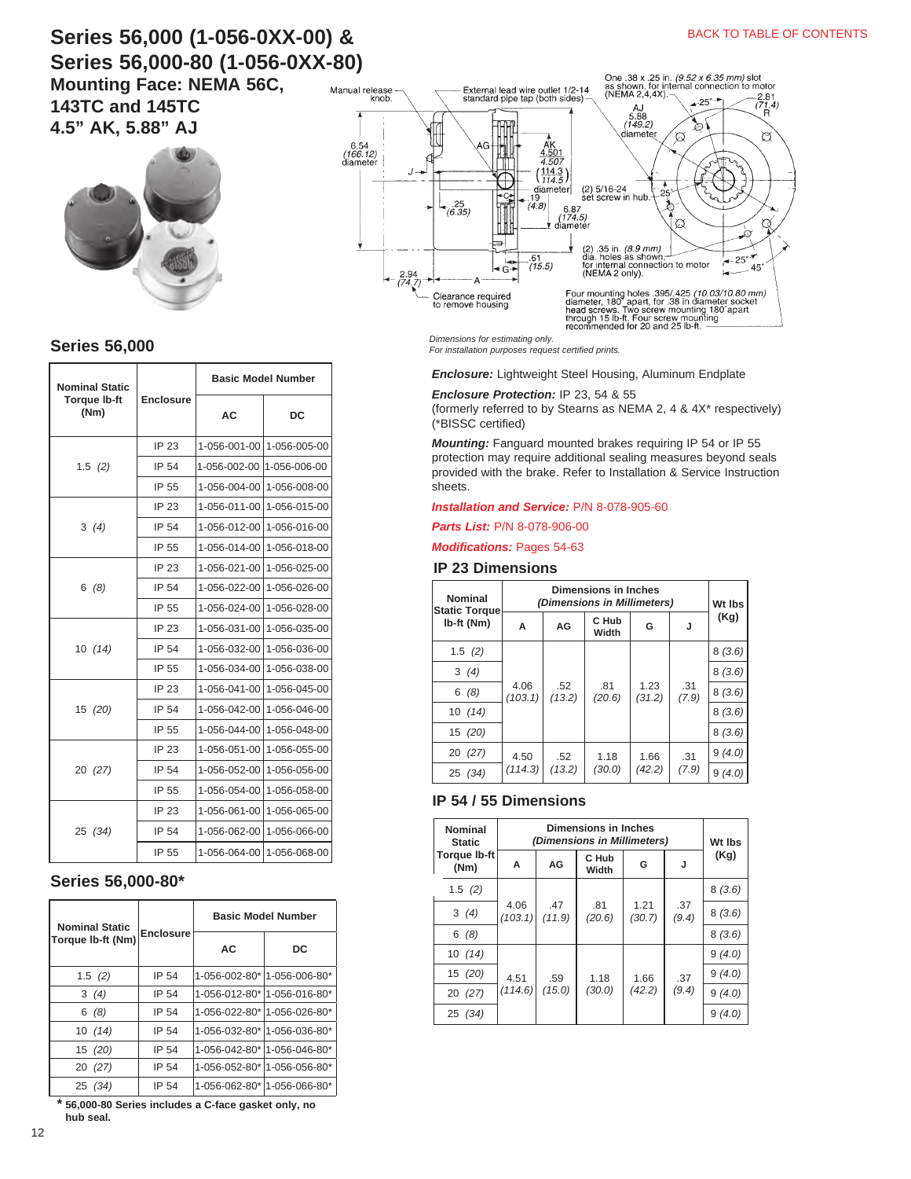# Series 56,000 (1-056-0XX-00) & Series 56,000-80 (1-056-0XX-80)

## Mounting Face: NEMA 56C, 143TC and 145TC 4.5" AK, 5.88" AJ

Manual release knob.

External lead wire outlet 1/2-14 standard pipe tap (both sides)

One .38 x .25 in. *(9.52 x 6.35 mm)* slot as shown, for internal connection to motor (NEMA 2,4,4X).

6.54 *(166.12)* diameter

AJ 5.88 *(149.2)* diameter

AK 4.501 / 4.507 *(114.3 / 114.5)* diameter

2.81 *(71.4)* R

.25 *(6.35)*

.19 *(4.8)*

6.87 *(174.5)* diameter

(2) 5/16-24 set screw in hub.

(2) .35 in. *(8.9 mm)* dia. holes as shown, for internal connection to motor (NEMA 2 only).

.61 *(15.5)*

2.94 *(74.7)*

Clearance required to remove housing

Four mounting holes .395/.425 *(10.03/10.80 mm)* diameter, 180° apart, for .38 in diameter socket head screws. Two screw mounting 180°apart through 15 lb-ft. Four screw mounting recommended for 20 and 25 lb-ft.

*Dimensions for estimating only.*
*For installation purposes request certified prints.*

***Enclosure:*** Lightweight Steel Housing, Aluminum Endplate

***Enclosure Protection:*** IP 23, 54 & 55
(formerly referred to by Stearns as NEMA 2, 4 & 4X* respectively) (*BISSC certified)

***Mounting:*** Fanguard mounted brakes requiring IP 54 or IP 55 protection may require additional sealing measures beyond seals provided with the brake. Refer to Installation & Service Instruction sheets.

***Installation and Service:*** P/N 8-078-905-60

***Parts List:*** P/N 8-078-906-00

***Modifications:*** Pages 54-63

### Series 56,000

| Nominal Static Torque lb-ft (Nm) | Enclosure | Basic Model Number | |
|---|---|---|---|
| | | AC | DC |
| 1.5 *(2)* | IP 23 | 1-056-001-00 | 1-056-005-00 |
| | IP 54 | 1-056-002-00 | 1-056-006-00 |
| | IP 55 | 1-056-004-00 | 1-056-008-00 |
| 3 *(4)* | IP 23 | 1-056-011-00 | 1-056-015-00 |
| | IP 54 | 1-056-012-00 | 1-056-016-00 |
| | IP 55 | 1-056-014-00 | 1-056-018-00 |
| 6 *(8)* | IP 23 | 1-056-021-00 | 1-056-025-00 |
| | IP 54 | 1-056-022-00 | 1-056-026-00 |
| | IP 55 | 1-056-024-00 | 1-056-028-00 |
| 10 *(14)* | IP 23 | 1-056-031-00 | 1-056-035-00 |
| | IP 54 | 1-056-032-00 | 1-056-036-00 |
| | IP 55 | 1-056-034-00 | 1-056-038-00 |
| 15 *(20)* | IP 23 | 1-056-041-00 | 1-056-045-00 |
| | IP 54 | 1-056-042-00 | 1-056-046-00 |
| | IP 55 | 1-056-044-00 | 1-056-048-00 |
| 20 *(27)* | IP 23 | 1-056-051-00 | 1-056-055-00 |
| | IP 54 | 1-056-052-00 | 1-056-056-00 |
| | IP 55 | 1-056-054-00 | 1-056-058-00 |
| 25 *(34)* | IP 23 | 1-056-061-00 | 1-056-065-00 |
| | IP 54 | 1-056-062-00 | 1-056-066-00 |
| | IP 55 | 1-056-064-00 | 1-056-068-00 |

### Series 56,000-80*

| Nominal Static Torque lb-ft (Nm) | Enclosure | Basic Model Number | |
|---|---|---|---|
| | | AC | DC |
| 1.5 *(2)* | IP 54 | 1-056-002-80* | 1-056-006-80* |
| 3 *(4)* | IP 54 | 1-056-012-80* | 1-056-016-80* |
| 6 *(8)* | IP 54 | 1-056-022-80* | 1-056-026-80* |
| 10 *(14)* | IP 54 | 1-056-032-80* | 1-056-036-80* |
| 15 *(20)* | IP 54 | 1-056-042-80* | 1-056-046-80* |
| 20 *(27)* | IP 54 | 1-056-052-80* | 1-056-056-80* |
| 25 *(34)* | IP 54 | 1-056-062-80* | 1-056-066-80* |

**\* 56,000-80 Series includes a C-face gasket only, no hub seal.**

### IP 23 Dimensions

| Nominal Static Torque lb-ft (Nm) | Dimensions in Inches *(Dimensions in Millimeters)* | | | | | Wt lbs (Kg) |
|---|---|---|---|---|---|---|
| | A | AG | C Hub Width | G | J | |
| 1.5 *(2)* | 4.06 *(103.1)* | .52 *(13.2)* | .81 *(20.6)* | 1.23 *(31.2)* | .31 *(7.9)* | 8 *(3.6)* |
| 3 *(4)* | | | | | | 8 *(3.6)* |
| 6 *(8)* | | | | | | 8 *(3.6)* |
| 10 *(14)* | | | | | | 8 *(3.6)* |
| 15 *(20)* | | | | | | 8 *(3.6)* |
| 20 *(27)* | 4.50 *(114.3)* | .52 *(13.2)* | 1.18 *(30.0)* | 1.66 *(42.2)* | .31 *(7.9)* | 9 *(4.0)* |
| 25 *(34)* | | | | | | 9 *(4.0)* |

### IP 54 / 55 Dimensions

| Nominal Static Torque lb-ft (Nm) | Dimensions in Inches *(Dimensions in Millimeters)* | | | | | Wt lbs (Kg) |
|---|---|---|---|---|---|---|
| | A | AG | C Hub Width | G | J | |
| 1.5 *(2)* | 4.06 *(103.1)* | .47 *(11.9)* | .81 *(20.6)* | 1.21 *(30.7)* | .37 *(9.4)* | 8 *(3.6)* |
| 3 *(4)* | | | | | | 8 *(3.6)* |
| 6 *(8)* | | | | | | 8 *(3.6)* |
| 10 *(14)* | 4.51 *(114.6)* | .59 *(15.0)* | 1.18 *(30.0)* | 1.66 *(42.2)* | .37 *(9.4)* | 9 *(4.0)* |
| 15 *(20)* | | | | | | 9 *(4.0)* |
| 20 *(27)* | | | | | | 9 *(4.0)* |
| 25 *(34)* | | | | | | 9 *(4.0)* |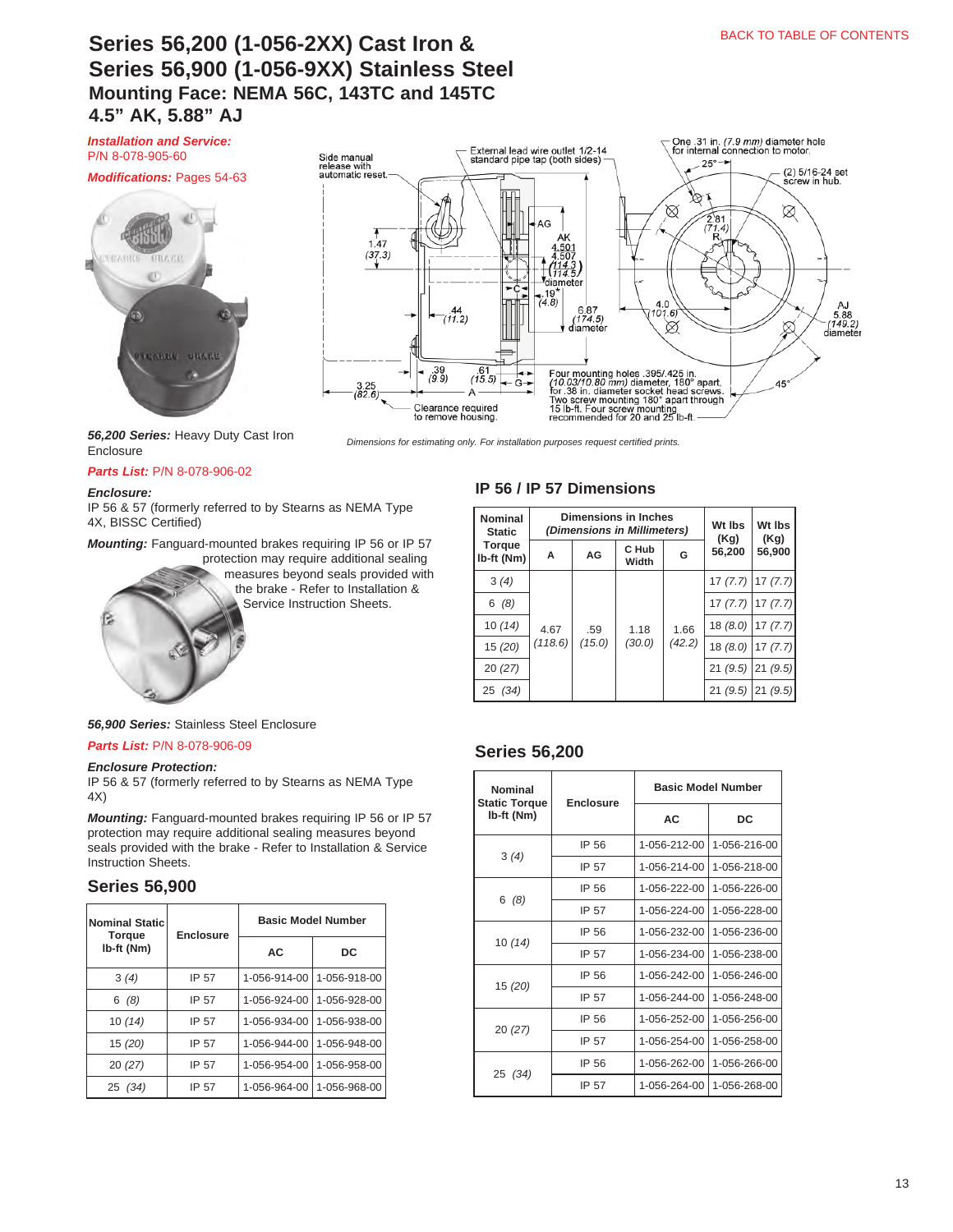# Series 56,200 (1-056-2XX) Cast Iron & Series 56,900 (1-056-9XX) Stainless Steel

## Mounting Face: NEMA 56C, 143TC and 145TC

## 4.5" AK, 5.88" AJ

***Installation and Service:*** P/N 8-078-905-60

***Modifications:*** Pages 54-63

Side manual release with automatic reset. External lead wire outlet 1/2-14 standard pipe tap (both sides). One .31 in. *(7.9 mm)* diameter hole for internal connection to motor. (2) 5/16-24 set screw in hub. Four mounting holes .395/.425 in. *(10.03/10.80 mm)* diameter, 180° apart, for .38 in. diameter socket head screws. Two screw mounting 180° apart through 15 lb-ft. Four screw mounting recommended for 20 and 25 lb-ft. Clearance required to remove housing.

*Dimensions for estimating only. For installation purposes request certified prints.*

***56,200 Series:*** Heavy Duty Cast Iron Enclosure

***Parts List:*** P/N 8-078-906-02

***Enclosure:***
IP 56 & 57 (formerly referred to by Stearns as NEMA Type 4X, BISSC Certified)

***Mounting:*** Fanguard-mounted brakes requiring IP 56 or IP 57 protection may require additional sealing measures beyond seals provided with the brake - Refer to Installation & Service Instruction Sheets.

***56,900 Series:*** Stainless Steel Enclosure

***Parts List:*** P/N 8-078-906-09

***Enclosure Protection:***
IP 56 & 57 (formerly referred to by Stearns as NEMA Type 4X)

***Mounting:*** Fanguard-mounted brakes requiring IP 56 or IP 57 protection may require additional sealing measures beyond seals provided with the brake - Refer to Installation & Service Instruction Sheets.

## Series 56,900

| Nominal Static Torque lb-ft (Nm) | Enclosure | Basic Model Number | |
|---|---|---|---|
| | | AC | DC |
| 3 *(4)* | IP 57 | 1-056-914-00 | 1-056-918-00 |
| 6 *(8)* | IP 57 | 1-056-924-00 | 1-056-928-00 |
| 10 *(14)* | IP 57 | 1-056-934-00 | 1-056-938-00 |
| 15 *(20)* | IP 57 | 1-056-944-00 | 1-056-948-00 |
| 20 *(27)* | IP 57 | 1-056-954-00 | 1-056-958-00 |
| 25 *(34)* | IP 57 | 1-056-964-00 | 1-056-968-00 |

## IP 56 / IP 57 Dimensions

| Nominal Static Torque lb-ft (Nm) | Dimensions in Inches *(Dimensions in Millimeters)* | | | | Wt lbs (Kg) 56,200 | Wt lbs (Kg) 56,900 |
|---|---|---|---|---|---|---|
| | A | AG | C Hub Width | G | | |
| 3 *(4)* | 4.67 *(118.6)* | .59 *(15.0)* | 1.18 *(30.0)* | 1.66 *(42.2)* | 17 *(7.7)* | 17 *(7.7)* |
| 6 *(8)* | | | | | 17 *(7.7)* | 17 *(7.7)* |
| 10 *(14)* | | | | | 18 *(8.0)* | 17 *(7.7)* |
| 15 *(20)* | | | | | 18 *(8.0)* | 17 *(7.7)* |
| 20 *(27)* | | | | | 21 *(9.5)* | 21 *(9.5)* |
| 25 *(34)* | | | | | 21 *(9.5)* | 21 *(9.5)* |

## Series 56,200

| Nominal Static Torque lb-ft (Nm) | Enclosure | Basic Model Number | |
|---|---|---|---|
| | | AC | DC |
| 3 *(4)* | IP 56 | 1-056-212-00 | 1-056-216-00 |
| | IP 57 | 1-056-214-00 | 1-056-218-00 |
| 6 *(8)* | IP 56 | 1-056-222-00 | 1-056-226-00 |
| | IP 57 | 1-056-224-00 | 1-056-228-00 |
| 10 *(14)* | IP 56 | 1-056-232-00 | 1-056-236-00 |
| | IP 57 | 1-056-234-00 | 1-056-238-00 |
| 15 *(20)* | IP 56 | 1-056-242-00 | 1-056-246-00 |
| | IP 57 | 1-056-244-00 | 1-056-248-00 |
| 20 *(27)* | IP 56 | 1-056-252-00 | 1-056-256-00 |
| | IP 57 | 1-056-254-00 | 1-056-258-00 |
| 25 *(34)* | IP 56 | 1-056-262-00 | 1-056-266-00 |
| | IP 57 | 1-056-264-00 | 1-056-268-00 |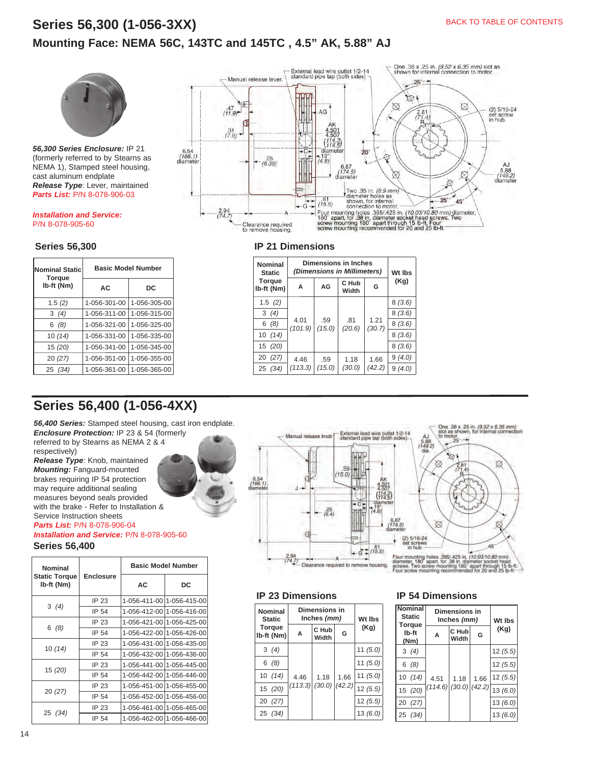# Series 56,300 (1-056-3XX)

## Mounting Face: NEMA 56C, 143TC and 145TC , 4.5" AK, 5.88" AJ

BACK TO TABLE OF CONTENTS

***56,300 Series Enclosure:*** IP 21 (formerly referred to by Stearns as NEMA 1), Stamped steel housing, cast aluminum endplate
***Release Type***: Lever, maintained
***Parts List:*** P/N 8-078-906-03

***Installation and Service:*** P/N 8-078-905-60

Manual release lever. External lead wire outlet 1/2-14 standard pipe tap (both sides). One .38 x .25 in. (9.52 x 6.35 mm) slot as shown for internal connection to motor. (2) 5/16-24 set screw in hub. Two .35 in. (8.9 mm) diameter holes as shown, for internal connection to motor. Four mounting holes .395/.425 in. (10.03/10.80 mm) diameter, 180° apart, for .38 in. diameter socket head screws. Two screw mounting 180° apart through 15 lb-ft. Four screw mounting recommended for 20 and 25 lb-ft. Clearance required to remove housing.

### Series 56,300

| Nominal Static Torque lb-ft (Nm) | Basic Model Number | |
|---|---|---|
| | AC | DC |
| 1.5 *(2)* | 1-056-301-00 | 1-056-305-00 |
| 3 *(4)* | 1-056-311-00 | 1-056-315-00 |
| 6 *(8)* | 1-056-321-00 | 1-056-325-00 |
| 10 *(14)* | 1-056-331-00 | 1-056-335-00 |
| 15 *(20)* | 1-056-341-00 | 1-056-345-00 |
| 20 *(27)* | 1-056-351-00 | 1-056-355-00 |
| 25 *(34)* | 1-056-361-00 | 1-056-365-00 |

### IP 21 Dimensions

| Nominal Static Torque lb-ft (Nm) | Dimensions in Inches *(Dimensions in Millimeters)* | | | | Wt lbs (Kg) |
|---|---|---|---|---|---|
| | A | AG | C Hub Width | G | |
| 1.5 *(2)* | 4.01 *(101.9)* | .59 *(15.0)* | .81 *(20.6)* | 1.21 *(30.7)* | 8 *(3.6)* |
| 3 *(4)* | | | | | 8 *(3.6)* |
| 6 *(8)* | | | | | 8 *(3.6)* |
| 10 *(14)* | | | | | 8 *(3.6)* |
| 15 *(20)* | | | | | 8 *(3.6)* |
| 20 *(27)* | 4.46 *(113.3)* | .59 *(15.0)* | 1.18 *(30.0)* | 1.66 *(42.2)* | 9 *(4.0)* |
| 25 *(34)* | | | | | 9 *(4.0)* |

# Series 56,400 (1-056-4XX)

***56,400 Series:*** Stamped steel housing, cast iron endplate.
***Enclosure Protection:*** IP 23 & 54 (formerly referred to by Stearns as NEMA 2 & 4 respectively)
***Release Type***: Knob, maintained
***Mounting:*** Fanguard-mounted brakes requiring IP 54 protection may require additional sealing measures beyond seals provided with the brake - Refer to Installation & Service Instruction sheets
***Parts List:*** P/N 8-078-906-04
***Installation and Service:*** P/N 8-078-905-60

Manual release knob. External lead wire outlet 1/2-14 standard pipe tap (both sides). One .38 x .25 in. (9.52 x 6.35 mm) slot as shown, for internal connection to motor. (2) 5/16-24 set screws in hub. Four mounting holes .395/.425 in. (10.03/10.80 mm) diameter, 180° apart, for .38 in. diameter socket head screws. Two screw mounting 180° apart through 15 lb-ft. Four screw mounting recommended for 20 and 25 lb-ft. Clearance required to remove housing.

### Series 56,400

| Nominal Static Torque lb-ft (Nm) | Enclosure | Basic Model Number | |
|---|---|---|---|
| | | AC | DC |
| 3 *(4)* | IP 23 | 1-056-411-00 | 1-056-415-00 |
| | IP 54 | 1-056-412-00 | 1-056-416-00 |
| 6 *(8)* | IP 23 | 1-056-421-00 | 1-056-425-00 |
| | IP 54 | 1-056-422-00 | 1-056-426-00 |
| 10 *(14)* | IP 23 | 1-056-431-00 | 1-056-435-00 |
| | IP 54 | 1-056-432-00 | 1-056-436-00 |
| 15 *(20)* | IP 23 | 1-056-441-00 | 1-056-445-00 |
| | IP 54 | 1-056-442-00 | 1-056-446-00 |
| 20 *(27)* | IP 23 | 1-056-451-00 | 1-056-455-00 |
| | IP 54 | 1-056-452-00 | 1-056-456-00 |
| 25 *(34)* | IP 23 | 1-056-461-00 | 1-056-465-00 |
| | IP 54 | 1-056-462-00 | 1-056-466-00 |

### IP 23 Dimensions

| Nominal Static Torque lb-ft (Nm) | Dimensions in Inches *(mm)* | | | Wt lbs (Kg) |
|---|---|---|---|---|
| | A | C Hub Width | G | |
| 3 *(4)* | 4.46 *(113.3)* | 1.18 *(30.0)* | 1.66 *(42.2)* | 11 *(5.0)* |
| 6 *(8)* | | | | 11 *(5.0)* |
| 10 *(14)* | | | | 11 *(5.0)* |
| 15 *(20)* | | | | 12 *(5.5)* |
| 20 *(27)* | | | | 12 *(5.5)* |
| 25 *(34)* | | | | 13 *(6.0)* |

### IP 54 Dimensions

| Nominal Static Torque lb-ft (Nm) | Dimensions in Inches *(mm)* | | | Wt lbs (Kg) |
|---|---|---|---|---|
| | A | C Hub Width | G | |
| 3 *(4)* | 4.51 *(114.6)* | 1.18 *(30.0)* | 1.66 *(42.2)* | 12 *(5.5)* |
| 6 *(8)* | | | | 12 *(5.5)* |
| 10 *(14)* | | | | 12 *(5.5)* |
| 15 *(20)* | | | | 13 *(6.0)* |
| 20 *(27)* | | | | 13 *(6.0)* |
| 25 *(34)* | | | | 13 *(6.0)* |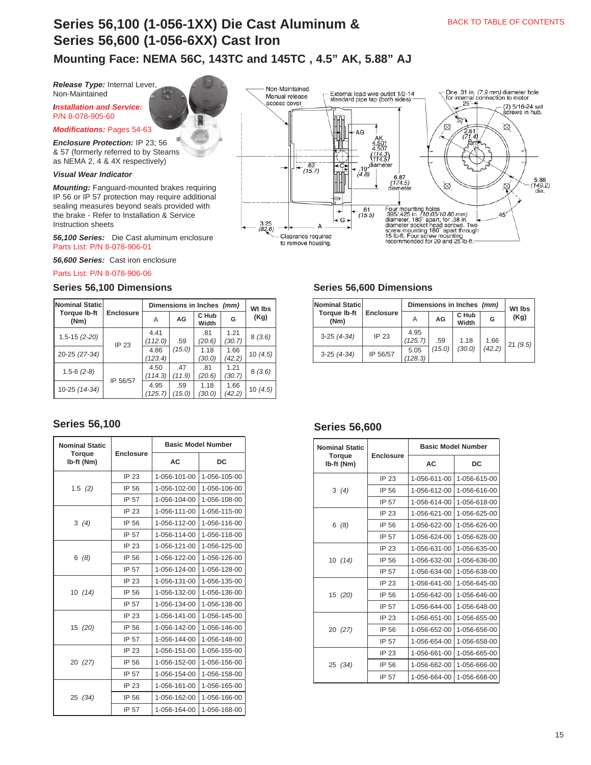# Series 56,100 (1-056-1XX) Die Cast Aluminum & Series 56,600 (1-056-6XX) Cast Iron

## Mounting Face: NEMA 56C, 143TC and 145TC , 4.5" AK, 5.88" AJ

***Release Type:*** Internal Lever, Non-Maintained

***Installation and Service:*** P/N 8-078-905-60

***Modifications:*** Pages 54-63

***Enclosure Protection:*** IP 23; 56 & 57 (formerly referred to by Stearns as NEMA 2, 4 & 4X respectively)

***Visual Wear Indicator***

***Mounting:*** Fanguard-mounted brakes requiring IP 56 or IP 57 protection may require additional sealing measures beyond seals provided with the brake - Refer to Installation & Service Instruction sheets

***56,100 Series:*** Die Cast aluminum enclosure
Parts List: P/N 8-078-906-01

***56,600 Series:*** Cast iron enclosure
Parts List: P/N 8-078-906-06

Non-Maintained Manual release access cover. External lead wire outlet 1/2-14 standard pipe tap (both sides). One .31 in. (7.9 mm) diameter hole for internal connection to motor. 25°. (2) 5/16-24 set screws in hub. AG. AK 4.501 4.507 (114.3) (114.5) diameter. 2.81 (71.4). .62 (15.7). C. .19 (4.8). 6.87 (174.5) diameter. 5.88 (149.2) dia. .61 (15.5). G. 3.25 (82.6). A. Clearance required to remove housing. Four mounting holes .395/.425 in. (10.03/10.80 mm) diameter, 180° apart, for .38 in. diameter socket head screws. Two screw mounting 180° apart through 15 lb-ft. Four screw mounting recommended for 20 and 25 lb-ft. 45°

### Series 56,100 Dimensions

| Nominal Static Torque lb-ft (Nm) | Enclosure | Dimensions in Inches (mm) | | | | Wt lbs (Kg) |
|---|---|---|---|---|---|---|
| | | A | AG | C Hub Width | G | |
| 1.5-15 *(2-20)* | IP 23 | 4.41 *(112.0)* | .59 *(15.0)* | .81 *(20.6)* | 1.21 *(30.7)* | 8 *(3.6)* |
| 20-25 *(27-34)* | IP 23 | 4.86 *(123.4)* | .59 *(15.0)* | 1.18 *(30.0)* | 1.66 *(42.2)* | 10 *(4.5)* |
| 1.5-6 *(2-8)* | IP 56/57 | 4.50 *(114.3)* | .47 *(11.9)* | .81 *(20.6)* | 1.21 *(30.7)* | 8 *(3.6)* |
| 10-25 *(14-34)* | IP 56/57 | 4.95 *(125.7)* | .59 *(15.0)* | 1.18 *(30.0)* | 1.66 *(42.2)* | 10 *(4.5)* |

### Series 56,600 Dimensions

| Nominal Static Torque lb-ft (Nm) | Enclosure | Dimensions in Inches (mm) | | | | Wt lbs (Kg) |
|---|---|---|---|---|---|---|
| | | A | AG | C Hub Width | G | |
| 3-25 *(4-34)* | IP 23 | 4.95 *(125.7)* | .59 *(15.0)* | 1.18 *(30.0)* | 1.66 *(42.2)* | 21 *(9.5)* |
| 3-25 *(4-34)* | IP 56/57 | 5.05 *(128.3)* | .59 *(15.0)* | 1.18 *(30.0)* | 1.66 *(42.2)* | 21 *(9.5)* |

### Series 56,100

| Nominal Static Torque lb-ft (Nm) | Enclosure | Basic Model Number | |
|---|---|---|---|
| | | AC | DC |
| 1.5 *(2)* | IP 23 | 1-056-101-00 | 1-056-105-00 |
| | IP 56 | 1-056-102-00 | 1-056-106-00 |
| | IP 57 | 1-056-104-00 | 1-056-108-00 |
| 3 *(4)* | IP 23 | 1-056-111-00 | 1-056-115-00 |
| | IP 56 | 1-056-112-00 | 1-056-116-00 |
| | IP 57 | 1-056-114-00 | 1-056-118-00 |
| 6 *(8)* | IP 23 | 1-056-121-00 | 1-056-125-00 |
| | IP 56 | 1-056-122-00 | 1-056-126-00 |
| | IP 57 | 1-056-124-00 | 1-056-128-00 |
| 10 *(14)* | IP 23 | 1-056-131-00 | 1-056-135-00 |
| | IP 56 | 1-056-132-00 | 1-056-136-00 |
| | IP 57 | 1-056-134-00 | 1-056-138-00 |
| 15 *(20)* | IP 23 | 1-056-141-00 | 1-056-145-00 |
| | IP 56 | 1-056-142-00 | 1-056-146-00 |
| | IP 57 | 1-056-144-00 | 1-056-148-00 |
| 20 *(27)* | IP 23 | 1-056-151-00 | 1-056-155-00 |
| | IP 56 | 1-056-152-00 | 1-056-156-00 |
| | IP 57 | 1-056-154-00 | 1-056-158-00 |
| 25 *(34)* | IP 23 | 1-056-161-00 | 1-056-165-00 |
| | IP 56 | 1-056-162-00 | 1-056-166-00 |
| | IP 57 | 1-056-164-00 | 1-056-168-00 |

### Series 56,600

| Nominal Static Torque lb-ft (Nm) | Enclosure | Basic Model Number | |
|---|---|---|---|
| | | AC | DC |
| 3 *(4)* | IP 23 | 1-056-611-00 | 1-056-615-00 |
| | IP 56 | 1-056-612-00 | 1-056-616-00 |
| | IP 57 | 1-056-614-00 | 1-056-618-00 |
| 6 *(8)* | IP 23 | 1-056-621-00 | 1-056-625-00 |
| | IP 56 | 1-056-622-00 | 1-056-626-00 |
| | IP 57 | 1-056-624-00 | 1-056-628-00 |
| 10 *(14)* | IP 23 | 1-056-631-00 | 1-056-635-00 |
| | IP 56 | 1-056-632-00 | 1-056-636-00 |
| | IP 57 | 1-056-634-00 | 1-056-638-00 |
| 15 *(20)* | IP 23 | 1-056-641-00 | 1-056-645-00 |
| | IP 56 | 1-056-642-00 | 1-056-646-00 |
| | IP 57 | 1-056-644-00 | 1-056-648-00 |
| 20 *(27)* | IP 23 | 1-056-651-00 | 1-056-655-00 |
| | IP 56 | 1-056-652-00 | 1-056-656-00 |
| | IP 57 | 1-056-654-00 | 1-056-658-00 |
| 25 *(34)* | IP 23 | 1-056-661-00 | 1-056-665-00 |
| | IP 56 | 1-056-662-00 | 1-056-666-00 |
| | IP 57 | 1-056-664-00 | 1-056-668-00 |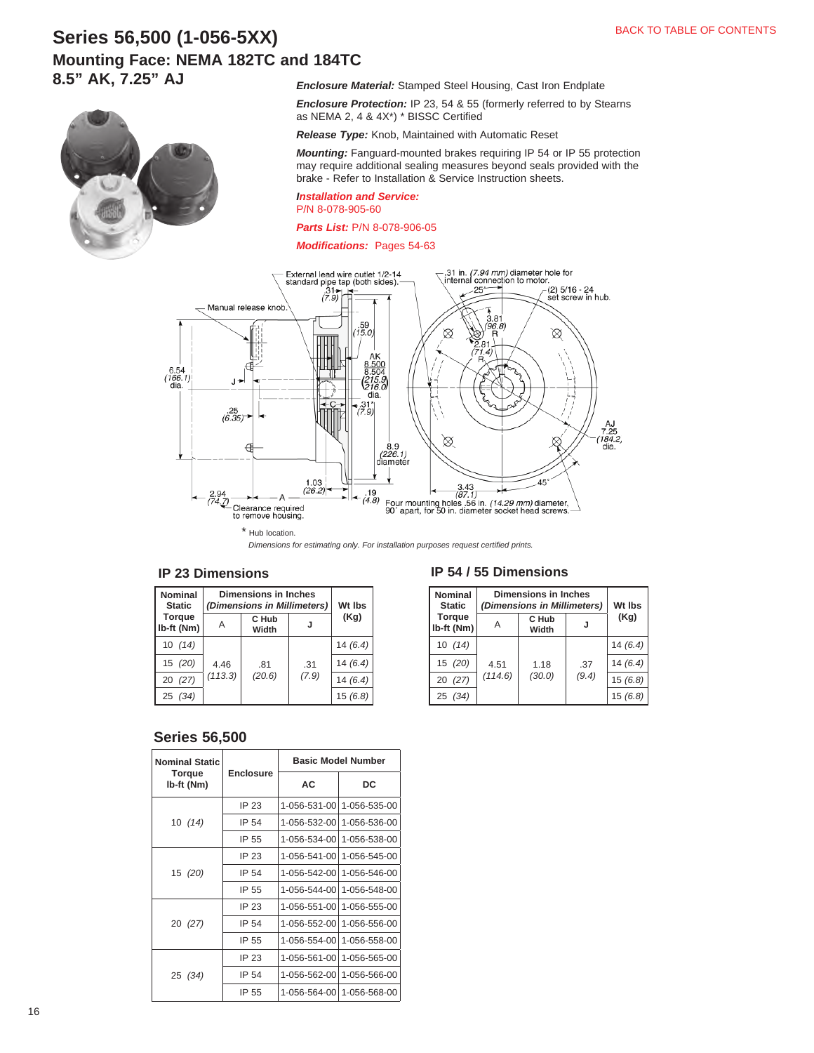# Series 56,500 (1-056-5XX)

## Mounting Face: NEMA 182TC and 184TC

## 8.5" AK, 7.25" AJ

***Enclosure Material:*** Stamped Steel Housing, Cast Iron Endplate

***Enclosure Protection:*** IP 23, 54 & 55 (formerly referred to by Stearns as NEMA 2, 4 & 4X*) * BISSC Certified

***Release Type:*** Knob, Maintained with Automatic Reset

***Mounting:*** Fanguard-mounted brakes requiring IP 54 or IP 55 protection may require additional sealing measures beyond seals provided with the brake - Refer to Installation & Service Instruction sheets.

***Installation and Service:*** P/N 8-078-905-60

***Parts List:*** P/N 8-078-906-05

***Modifications:*** Pages 54-63

External lead wire outlet 1/2-14 standard pipe tap (both sides).
.31 (7.9)
Manual release knob.
.59 (15.0)
AK 8.500 8.504 (215.9) (216.0) dia.
.31* (7.9)
6.54 (166.1) dia.
J
C
.25 (6.35)
8.9 (226.1) diameter
1.03 (26.2)
.19 (4.8)
2.94 (74.7)
A
Clearance required to remove housing.
.31 in. (7.94 mm) diameter hole for internal connection to motor.
25°
(2) 5/16 - 24 set screw in hub.
3.81 (96.8) R
2.81 (71.4) R
AJ 7.25 (184.2) dia.
45°
3.43 (87.1)
Four mounting holes .56 in. (14.29 mm) diameter, 90° apart, for 50 in. diameter socket head screws.

\* Hub location.

*Dimensions for estimating only. For installation purposes request certified prints.*

### IP 23 Dimensions

| Nominal Static Torque lb-ft (Nm) | Dimensions in Inches (Dimensions in Millimeters) | | | Wt lbs (Kg) |
|---|---|---|---|---|
| | A | C Hub Width | J | |
| 10 *(14)* | 4.46 *(113.3)* | .81 *(20.6)* | .31 *(7.9)* | 14 *(6.4)* |
| 15 *(20)* | | | | 14 *(6.4)* |
| 20 *(27)* | | | | 14 *(6.4)* |
| 25 *(34)* | | | | 15 *(6.8)* |

### IP 54 / 55 Dimensions

| Nominal Static Torque lb-ft (Nm) | Dimensions in Inches (Dimensions in Millimeters) | | | Wt lbs (Kg) |
|---|---|---|---|---|
| | A | C Hub Width | J | |
| 10 *(14)* | 4.51 *(114.6)* | 1.18 *(30.0)* | .37 *(9.4)* | 14 *(6.4)* |
| 15 *(20)* | | | | 14 *(6.4)* |
| 20 *(27)* | | | | 15 *(6.8)* |
| 25 *(34)* | | | | 15 *(6.8)* |

### Series 56,500

| Nominal Static Torque lb-ft (Nm) | Enclosure | Basic Model Number | |
|---|---|---|---|
| | | AC | DC |
| 10 *(14)* | IP 23 | 1-056-531-00 | 1-056-535-00 |
| | IP 54 | 1-056-532-00 | 1-056-536-00 |
| | IP 55 | 1-056-534-00 | 1-056-538-00 |
| 15 *(20)* | IP 23 | 1-056-541-00 | 1-056-545-00 |
| | IP 54 | 1-056-542-00 | 1-056-546-00 |
| | IP 55 | 1-056-544-00 | 1-056-548-00 |
| 20 *(27)* | IP 23 | 1-056-551-00 | 1-056-555-00 |
| | IP 54 | 1-056-552-00 | 1-056-556-00 |
| | IP 55 | 1-056-554-00 | 1-056-558-00 |
| 25 *(34)* | IP 23 | 1-056-561-00 | 1-056-565-00 |
| | IP 54 | 1-056-562-00 | 1-056-566-00 |
| | IP 55 | 1-056-564-00 | 1-056-568-00 |